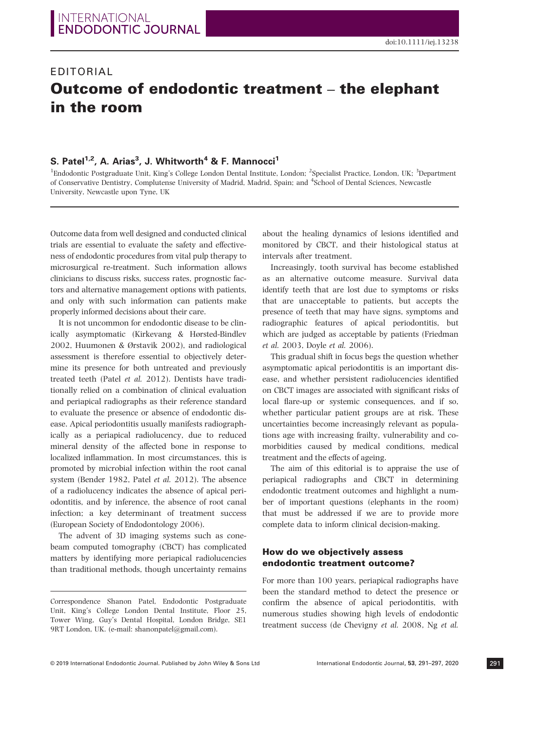EDITORIAL

# Outcome of endodontic treatment – the elephant in the room

**S. Patel[1,2], A. Arias[3], J. Whitworth[4] & F. Mannocci[1]**

[1]Endodontic Postgraduate Unit, King's College London Dental Institute, London; [2]Specialist Practice, London, UK; [3]Department of Conservative Dentistry, Complutense University of Madrid, Madrid, Spain; and [4]School of Dental Sciences, Newcastle University, Newcastle upon Tyne, UK

Outcome data from well designed and conducted clinical trials are essential to evaluate the safety and effectiveness of endodontic procedures from vital pulp therapy to microsurgical re-treatment. Such information allows clinicians to discuss risks, success rates, prognostic factors and alternative management options with patients, and only with such information can patients make properly informed decisions about their care.

It is not uncommon for endodontic disease to be clinically asymptomatic (Kirkevang & Hørsted-Bindlev 2002, Huumonen & Ørstavik 2002), and radiological assessment is therefore essential to objectively determine its presence for both untreated and previously treated teeth (Patel *et al.* 2012). Dentists have traditionally relied on a combination of clinical evaluation and periapical radiographs as their reference standard to evaluate the presence or absence of endodontic disease. Apical periodontitis usually manifests radiographically as a periapical radiolucency, due to reduced mineral density of the affected bone in response to localized inflammation. In most circumstances, this is promoted by microbial infection within the root canal system (Bender 1982, Patel *et al.* 2012). The absence of a radiolucency indicates the absence of apical periodontitis, and by inference, the absence of root canal infection; a key determinant of treatment success (European Society of Endodontology 2006).

The advent of 3D imaging systems such as cone-beam computed tomography (CBCT) has complicated matters by identifying more periapical radiolucencies than traditional methods, though uncertainty remains about the healing dynamics of lesions identified and monitored by CBCT, and their histological status at intervals after treatment.

Increasingly, tooth survival has become established as an alternative outcome measure. Survival data identify teeth that are lost due to symptoms or risks that are unacceptable to patients, but accepts the presence of teeth that may have signs, symptoms and radiographic features of apical periodontitis, but which are judged as acceptable by patients (Friedman *et al.* 2003, Doyle *et al.* 2006).

This gradual shift in focus begs the question whether asymptomatic apical periodontitis is an important disease, and whether persistent radiolucencies identified on CBCT images are associated with significant risks of local flare-up or systemic consequences, and if so, whether particular patient groups are at risk. These uncertainties become increasingly relevant as populations age with increasing frailty, vulnerability and co-morbidities caused by medical conditions, medical treatment and the effects of ageing.

The aim of this editorial is to appraise the use of periapical radiographs and CBCT in determining endodontic treatment outcomes and highlight a number of important questions (elephants in the room) that must be addressed if we are to provide more complete data to inform clinical decision-making.

## How do we objectively assess endodontic treatment outcome?

For more than 100 years, periapical radiographs have been the standard method to detect the presence or confirm the absence of apical periodontitis, with numerous studies showing high levels of endodontic treatment success (de Chevigny *et al.* 2008, Ng *et al.*

Correspondence Shanon Patel, Endodontic Postgraduate Unit, King's College London Dental Institute, Floor 25, Tower Wing, Guy's Dental Hospital, London Bridge, SE1 9RT London, UK. (e-mail: shanonpatel@gmail.com).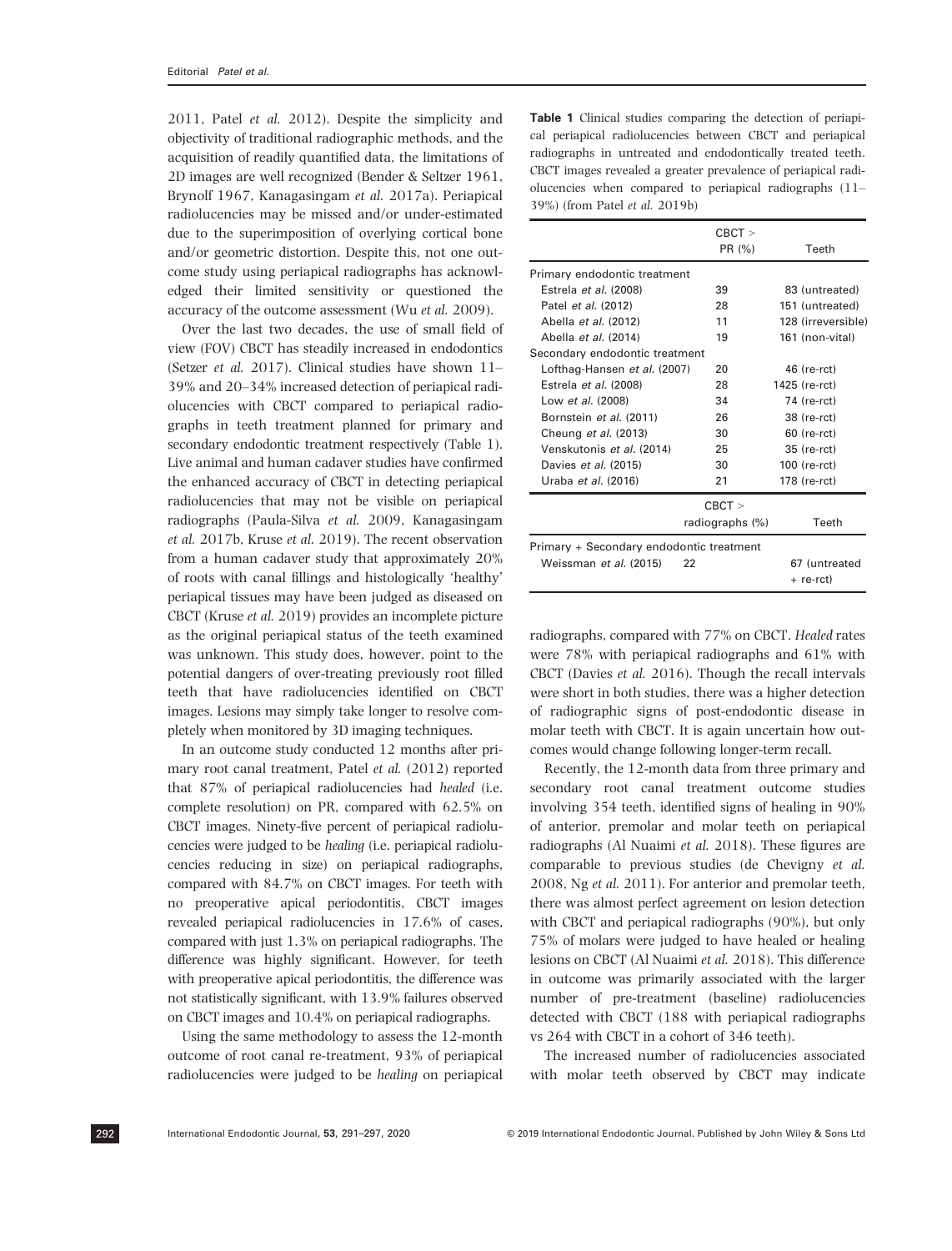2011, Patel *et al.* 2012). Despite the simplicity and objectivity of traditional radiographic methods, and the acquisition of readily quantified data, the limitations of 2D images are well recognized (Bender & Seltzer 1961, Brynolf 1967, Kanagasingam *et al.* 2017a). Periapical radiolucencies may be missed and/or under-estimated due to the superimposition of overlying cortical bone and/or geometric distortion. Despite this, not one outcome study using periapical radiographs has acknowledged their limited sensitivity or questioned the accuracy of the outcome assessment (Wu *et al.* 2009).

Over the last two decades, the use of small field of view (FOV) CBCT has steadily increased in endodontics (Setzer *et al.* 2017). Clinical studies have shown 11–39% and 20–34% increased detection of periapical radiolucencies with CBCT compared to periapical radiographs in teeth treatment planned for primary and secondary endodontic treatment respectively (Table 1). Live animal and human cadaver studies have confirmed the enhanced accuracy of CBCT in detecting periapical radiolucencies that may not be visible on periapical radiographs (Paula-Silva *et al.* 2009, Kanagasingam *et al.* 2017b, Kruse *et al.* 2019). The recent observation from a human cadaver study that approximately 20% of roots with canal fillings and histologically 'healthy' periapical tissues may have been judged as diseased on CBCT (Kruse *et al.* 2019) provides an incomplete picture as the original periapical status of the teeth examined was unknown. This study does, however, point to the potential dangers of over-treating previously root filled teeth that have radiolucencies identified on CBCT images. Lesions may simply take longer to resolve completely when monitored by 3D imaging techniques.

In an outcome study conducted 12 months after primary root canal treatment, Patel *et al.* (2012) reported that 87% of periapical radiolucencies had *healed* (i.e. complete resolution) on PR, compared with 62.5% on CBCT images. Ninety-five percent of periapical radiolucencies were judged to be *healing* (i.e. periapical radiolucencies reducing in size) on periapical radiographs, compared with 84.7% on CBCT images. For teeth with no preoperative apical periodontitis, CBCT images revealed periapical radiolucencies in 17.6% of cases, compared with just 1.3% on periapical radiographs. The difference was highly significant. However, for teeth with preoperative apical periodontitis, the difference was not statistically significant, with 13.9% failures observed on CBCT images and 10.4% on periapical radiographs.

Using the same methodology to assess the 12-month outcome of root canal re-treatment, 93% of periapical radiolucencies were judged to be *healing* on periapical radiographs, compared with 77% on CBCT. *Healed* rates were 78% with periapical radiographs and 61% with CBCT (Davies *et al.* 2016). Though the recall intervals were short in both studies, there was a higher detection of radiographic signs of post-endodontic disease in molar teeth with CBCT. It is again uncertain how outcomes would change following longer-term recall.

Recently, the 12-month data from three primary and secondary root canal treatment outcome studies involving 354 teeth, identified signs of healing in 90% of anterior, premolar and molar teeth on periapical radiographs (Al Nuaimi *et al.* 2018). These figures are comparable to previous studies (de Chevigny *et al.* 2008, Ng *et al.* 2011). For anterior and premolar teeth, there was almost perfect agreement on lesion detection with CBCT and periapical radiographs (90%), but only 75% of molars were judged to have healed or healing lesions on CBCT (Al Nuaimi *et al.* 2018). This difference in outcome was primarily associated with the larger number of pre-treatment (baseline) radiolucencies detected with CBCT (188 with periapical radiographs vs 264 with CBCT in a cohort of 346 teeth).

The increased number of radiolucencies associated with molar teeth observed by CBCT may indicate

**Table 1** Clinical studies comparing the detection of periapical periapical radiolucencies between CBCT and periapical radiographs in untreated and endodontically treated teeth. CBCT images revealed a greater prevalence of periapical radiolucencies when compared to periapical radiographs (11–39%) (from Patel *et al.* 2019b)

| | CBCT > PR (%) | Teeth |
|---|---|---|
| Primary endodontic treatment | | |
| Estrela *et al.* (2008) | 39 | 83 (untreated) |
| Patel *et al.* (2012) | 28 | 151 (untreated) |
| Abella *et al.* (2012) | 11 | 128 (irreversible) |
| Abella *et al.* (2014) | 19 | 161 (non-vital) |
| Secondary endodontic treatment | | |
| Lofthag-Hansen *et al.* (2007) | 20 | 46 (re-rct) |
| Estrela *et al.* (2008) | 28 | 1425 (re-rct) |
| Low *et al.* (2008) | 34 | 74 (re-rct) |
| Bornstein *et al.* (2011) | 26 | 38 (re-rct) |
| Cheung *et al.* (2013) | 30 | 60 (re-rct) |
| Venskutonis *et al.* (2014) | 25 | 35 (re-rct) |
| Davies *et al.* (2015) | 30 | 100 (re-rct) |
| Uraba *et al.* (2016) | 21 | 178 (re-rct) |
| | CBCT > radiographs (%) | Teeth |
| Primary + Secondary endodontic treatment | | |
| Weissman *et al.* (2015) | 22 | 67 (untreated + re-rct) |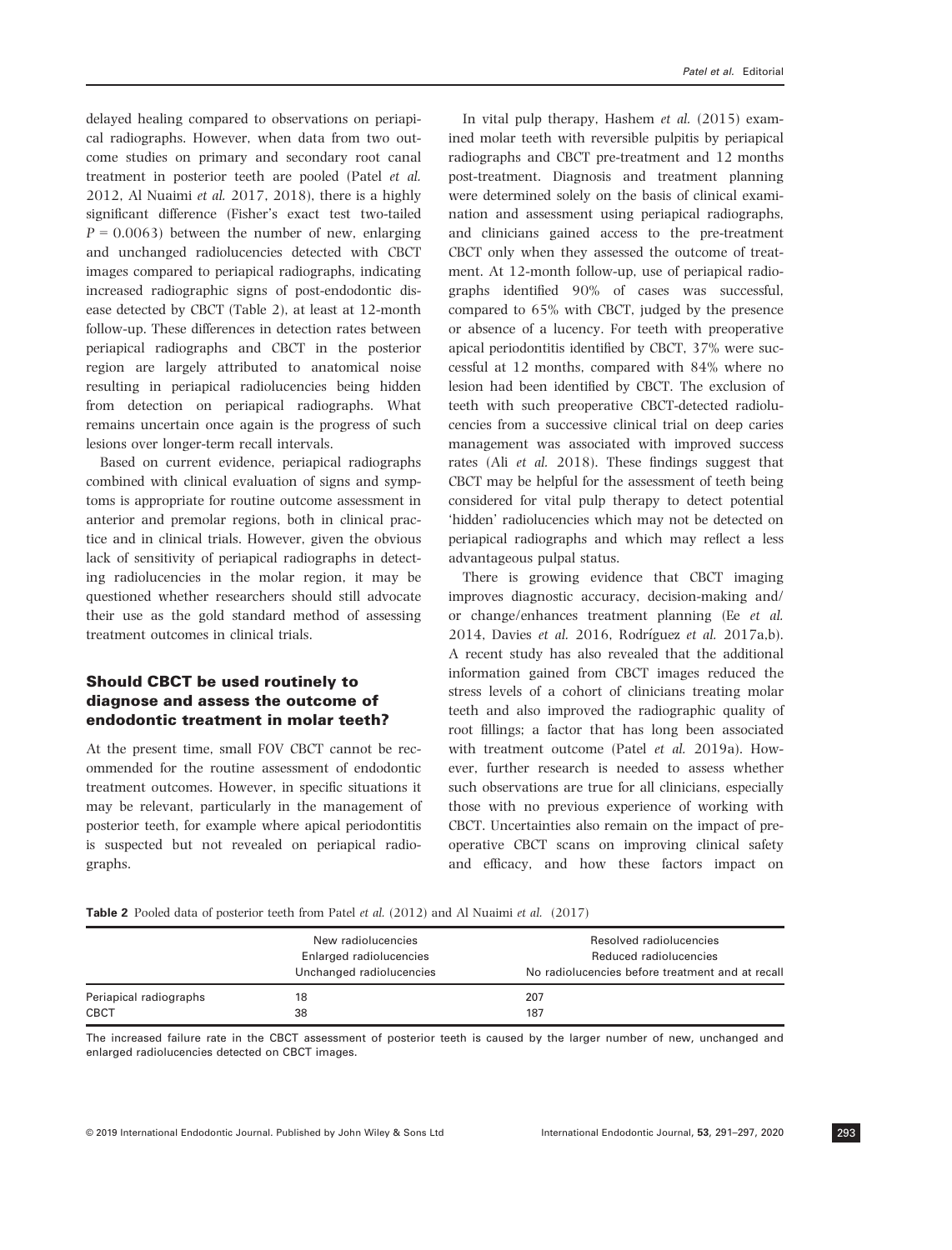delayed healing compared to observations on periapical radiographs. However, when data from two outcome studies on primary and secondary root canal treatment in posterior teeth are pooled (Patel *et al.* 2012, Al Nuaimi *et al.* 2017, 2018), there is a highly significant difference (Fisher's exact test two-tailed $P = 0.0063$) between the number of new, enlarging and unchanged radiolucencies detected with CBCT images compared to periapical radiographs, indicating increased radiographic signs of post-endodontic disease detected by CBCT (Table 2), at least at 12-month follow-up. These differences in detection rates between periapical radiographs and CBCT in the posterior region are largely attributed to anatomical noise resulting in periapical radiolucencies being hidden from detection on periapical radiographs. What remains uncertain once again is the progress of such lesions over longer-term recall intervals.

Based on current evidence, periapical radiographs combined with clinical evaluation of signs and symptoms is appropriate for routine outcome assessment in anterior and premolar regions, both in clinical practice and in clinical trials. However, given the obvious lack of sensitivity of periapical radiographs in detecting radiolucencies in the molar region, it may be questioned whether researchers should still advocate their use as the gold standard method of assessing treatment outcomes in clinical trials.

## Should CBCT be used routinely to diagnose and assess the outcome of endodontic treatment in molar teeth?

At the present time, small FOV CBCT cannot be recommended for the routine assessment of endodontic treatment outcomes. However, in specific situations it may be relevant, particularly in the management of posterior teeth, for example where apical periodontitis is suspected but not revealed on periapical radiographs.

In vital pulp therapy, Hashem *et al.* (2015) examined molar teeth with reversible pulpitis by periapical radiographs and CBCT pre-treatment and 12 months post-treatment. Diagnosis and treatment planning were determined solely on the basis of clinical examination and assessment using periapical radiographs, and clinicians gained access to the pre-treatment CBCT only when they assessed the outcome of treatment. At 12-month follow-up, use of periapical radiographs identified 90% of cases was successful, compared to 65% with CBCT, judged by the presence or absence of a lucency. For teeth with preoperative apical periodontitis identified by CBCT, 37% were successful at 12 months, compared with 84% where no lesion had been identified by CBCT. The exclusion of teeth with such preoperative CBCT-detected radiolucencies from a successive clinical trial on deep caries management was associated with improved success rates (Ali *et al.* 2018). These findings suggest that CBCT may be helpful for the assessment of teeth being considered for vital pulp therapy to detect potential 'hidden' radiolucencies which may not be detected on periapical radiographs and which may reflect a less advantageous pulpal status.

There is growing evidence that CBCT imaging improves diagnostic accuracy, decision-making and/or change/enhances treatment planning (Ee *et al.* 2014, Davies *et al.* 2016, Rodríguez *et al.* 2017a,b). A recent study has also revealed that the additional information gained from CBCT images reduced the stress levels of a cohort of clinicians treating molar teeth and also improved the radiographic quality of root fillings; a factor that has long been associated with treatment outcome (Patel *et al.* 2019a). However, further research is needed to assess whether such observations are true for all clinicians, especially those with no previous experience of working with CBCT. Uncertainties also remain on the impact of preoperative CBCT scans on improving clinical safety and efficacy, and how these factors impact on

**Table 2** Pooled data of posterior teeth from Patel *et al.* (2012) and Al Nuaimi *et al.* (2017)

| | New radiolucencies<br>Enlarged radiolucencies<br>Unchanged radiolucencies | Resolved radiolucencies<br>Reduced radiolucencies<br>No radiolucencies before treatment and at recall |
|---|---|---|
| Periapical radiographs | 18 | 207 |
| CBCT | 38 | 187 |

The increased failure rate in the CBCT assessment of posterior teeth is caused by the larger number of new, unchanged and enlarged radiolucencies detected on CBCT images.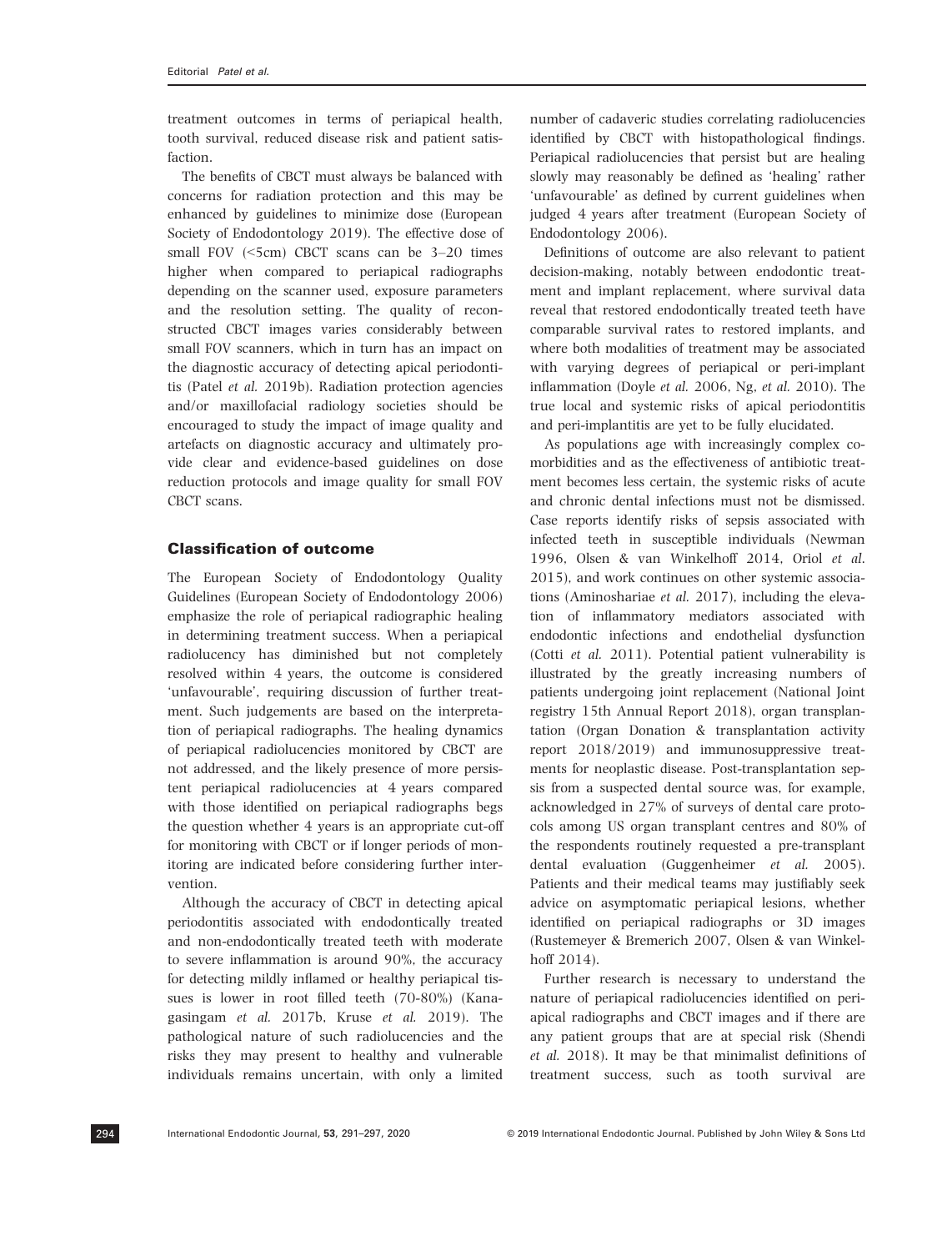treatment outcomes in terms of periapical health, tooth survival, reduced disease risk and patient satisfaction.

The benefits of CBCT must always be balanced with concerns for radiation protection and this may be enhanced by guidelines to minimize dose (European Society of Endodontology 2019). The effective dose of small FOV (<5cm) CBCT scans can be 3–20 times higher when compared to periapical radiographs depending on the scanner used, exposure parameters and the resolution setting. The quality of reconstructed CBCT images varies considerably between small FOV scanners, which in turn has an impact on the diagnostic accuracy of detecting apical periodontitis (Patel *et al.* 2019b). Radiation protection agencies and/or maxillofacial radiology societies should be encouraged to study the impact of image quality and artefacts on diagnostic accuracy and ultimately provide clear and evidence-based guidelines on dose reduction protocols and image quality for small FOV CBCT scans.

## Classification of outcome

The European Society of Endodontology Quality Guidelines (European Society of Endodontology 2006) emphasize the role of periapical radiographic healing in determining treatment success. When a periapical radiolucency has diminished but not completely resolved within 4 years, the outcome is considered 'unfavourable', requiring discussion of further treatment. Such judgements are based on the interpretation of periapical radiographs. The healing dynamics of periapical radiolucencies monitored by CBCT are not addressed, and the likely presence of more persistent periapical radiolucencies at 4 years compared with those identified on periapical radiographs begs the question whether 4 years is an appropriate cut-off for monitoring with CBCT or if longer periods of monitoring are indicated before considering further intervention.

Although the accuracy of CBCT in detecting apical periodontitis associated with endodontically treated and non-endodontically treated teeth with moderate to severe inflammation is around 90%, the accuracy for detecting mildly inflamed or healthy periapical tissues is lower in root filled teeth (70-80%) (Kanagasingam *et al.* 2017b, Kruse *et al.* 2019). The pathological nature of such radiolucencies and the risks they may present to healthy and vulnerable individuals remains uncertain, with only a limited number of cadaveric studies correlating radiolucencies identified by CBCT with histopathological findings. Periapical radiolucencies that persist but are healing slowly may reasonably be defined as 'healing' rather 'unfavourable' as defined by current guidelines when judged 4 years after treatment (European Society of Endodontology 2006).

Definitions of outcome are also relevant to patient decision-making, notably between endodontic treatment and implant replacement, where survival data reveal that restored endodontically treated teeth have comparable survival rates to restored implants, and where both modalities of treatment may be associated with varying degrees of periapical or peri-implant inflammation (Doyle *et al.* 2006, Ng, *et al.* 2010). The true local and systemic risks of apical periodontitis and peri-implantitis are yet to be fully elucidated.

As populations age with increasingly complex co-morbidities and as the effectiveness of antibiotic treatment becomes less certain, the systemic risks of acute and chronic dental infections must not be dismissed. Case reports identify risks of sepsis associated with infected teeth in susceptible individuals (Newman 1996, Olsen & van Winkelhoff 2014, Oriol *et al.* 2015), and work continues on other systemic associations (Aminoshariae *et al.* 2017), including the elevation of inflammatory mediators associated with endodontic infections and endothelial dysfunction (Cotti *et al.* 2011). Potential patient vulnerability is illustrated by the greatly increasing numbers of patients undergoing joint replacement (National Joint registry 15th Annual Report 2018), organ transplantation (Organ Donation & transplantation activity report 2018/2019) and immunosuppressive treatments for neoplastic disease. Post-transplantation sepsis from a suspected dental source was, for example, acknowledged in 27% of surveys of dental care protocols among US organ transplant centres and 80% of the respondents routinely requested a pre-transplant dental evaluation (Guggenheimer *et al.* 2005). Patients and their medical teams may justifiably seek advice on asymptomatic periapical lesions, whether identified on periapical radiographs or 3D images (Rustemeyer & Bremerich 2007, Olsen & van Winkelhoff 2014).

Further research is necessary to understand the nature of periapical radiolucencies identified on periapical radiographs and CBCT images and if there are any patient groups that are at special risk (Shendi *et al.* 2018). It may be that minimalist definitions of treatment success, such as tooth survival are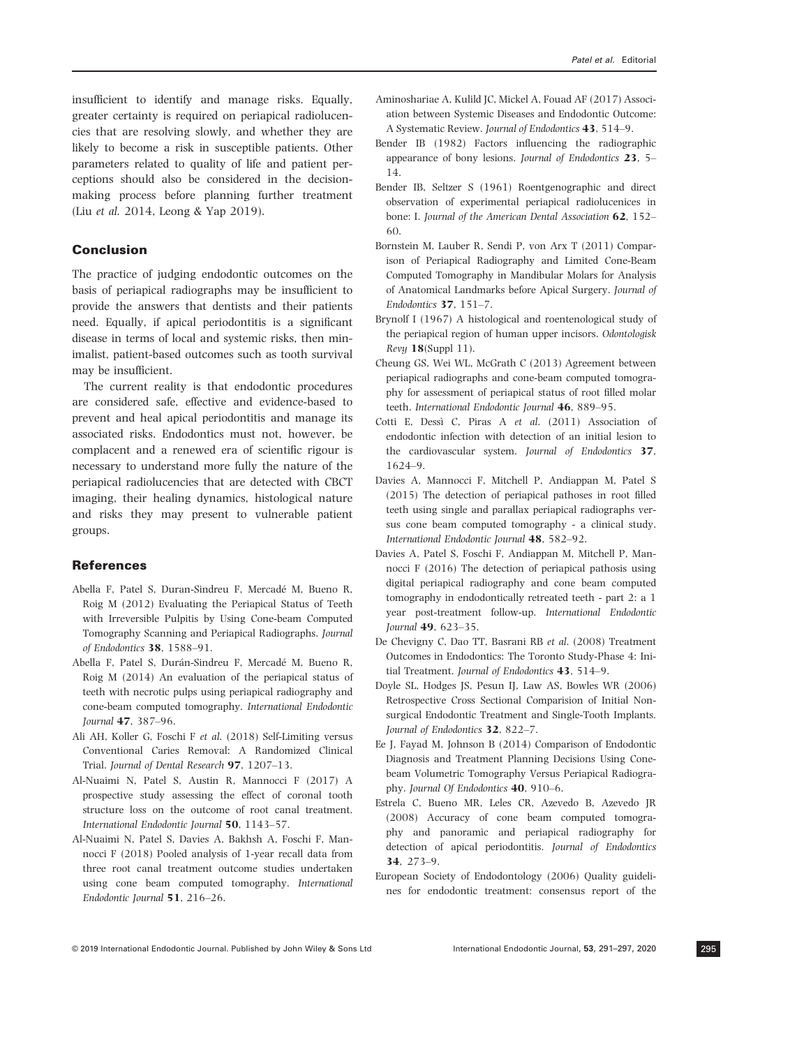insufficient to identify and manage risks. Equally, greater certainty is required on periapical radiolucencies that are resolving slowly, and whether they are likely to become a risk in susceptible patients. Other parameters related to quality of life and patient perceptions should also be considered in the decision-making process before planning further treatment (Liu *et al.* 2014, Leong & Yap 2019).

## Conclusion

The practice of judging endodontic outcomes on the basis of periapical radiographs may be insufficient to provide the answers that dentists and their patients need. Equally, if apical periodontitis is a significant disease in terms of local and systemic risks, then minimalist, patient-based outcomes such as tooth survival may be insufficient.

The current reality is that endodontic procedures are considered safe, effective and evidence-based to prevent and heal apical periodontitis and manage its associated risks. Endodontics must not, however, be complacent and a renewed era of scientific rigour is necessary to understand more fully the nature of the periapical radiolucencies that are detected with CBCT imaging, their healing dynamics, histological nature and risks they may present to vulnerable patient groups.

## References

Abella F, Patel S, Duran-Sindreu F, Mercadé M, Bueno R, Roig M (2012) Evaluating the Periapical Status of Teeth with Irreversible Pulpitis by Using Cone-beam Computed Tomography Scanning and Periapical Radiographs. *Journal of Endodontics* **38**, 1588–91.

Abella F, Patel S, Durán-Sindreu F, Mercadé M, Bueno R, Roig M (2014) An evaluation of the periapical status of teeth with necrotic pulps using periapical radiography and cone-beam computed tomography. *International Endodontic Journal* **47**, 387–96.

Ali AH, Koller G, Foschi F *et al.* (2018) Self-Limiting versus Conventional Caries Removal: A Randomized Clinical Trial. *Journal of Dental Research* **97**, 1207–13.

Al-Nuaimi N, Patel S, Austin R, Mannocci F (2017) A prospective study assessing the effect of coronal tooth structure loss on the outcome of root canal treatment. *International Endodontic Journal* **50**, 1143–57.

Al-Nuaimi N, Patel S, Davies A, Bakhsh A, Foschi F, Mannocci F (2018) Pooled analysis of 1-year recall data from three root canal treatment outcome studies undertaken using cone beam computed tomography. *International Endodontic Journal* **51**, 216–26.

Aminoshariae A, Kulild JC, Mickel A, Fouad AF (2017) Association between Systemic Diseases and Endodontic Outcome: A Systematic Review. *Journal of Endodontics* **43**, 514–9.

Bender IB (1982) Factors influencing the radiographic appearance of bony lesions. *Journal of Endodontics* **23**, 5–14.

Bender IB, Seltzer S (1961) Roentgenographic and direct observation of experimental periapical radiolucenices in bone: I. *Journal of the American Dental Association* **62**, 152–60.

Bornstein M, Lauber R, Sendi P, von Arx T (2011) Comparison of Periapical Radiography and Limited Cone-Beam Computed Tomography in Mandibular Molars for Analysis of Anatomical Landmarks before Apical Surgery. *Journal of Endodontics* **37**, 151–7.

Brynolf I (1967) A histological and roentenological study of the periapical region of human upper incisors. *Odontologisk Revy* **18**(Suppl 11).

Cheung GS, Wei WL, McGrath C (2013) Agreement between periapical radiographs and cone-beam computed tomography for assessment of periapical status of root filled molar teeth. *International Endodontic Journal* **46**, 889–95.

Cotti E, Dessì C, Piras A *et al.* (2011) Association of endodontic infection with detection of an initial lesion to the cardiovascular system. *Journal of Endodontics* **37**, 1624–9.

Davies A, Mannocci F, Mitchell P, Andiappan M, Patel S (2015) The detection of periapical pathoses in root filled teeth using single and parallax periapical radiographs versus cone beam computed tomography - a clinical study. *International Endodontic Journal* **48**, 582–92.

Davies A, Patel S, Foschi F, Andiappan M, Mitchell P, Mannocci F (2016) The detection of periapical pathosis using digital periapical radiography and cone beam computed tomography in endodontically retreated teeth - part 2: a 1 year post-treatment follow-up. *International Endodontic Journal* **49**, 623–35.

De Chevigny C, Dao TT, Basrani RB *et al.* (2008) Treatment Outcomes in Endodontics: The Toronto Study-Phase 4: Initial Treatment. *Journal of Endodontics* **43**, 514–9.

Doyle SL, Hodges JS, Pesun IJ, Law AS, Bowles WR (2006) Retrospective Cross Sectional Comparision of Initial Nonsurgical Endodontic Treatment and Single-Tooth Implants. *Journal of Endodontics* **32**, 822–7.

Ee J, Fayad M, Johnson B (2014) Comparison of Endodontic Diagnosis and Treatment Planning Decisions Using Cone-beam Volumetric Tomography Versus Periapical Radiography. *Journal Of Endodontics* **40**, 910–6.

Estrela C, Bueno MR, Leles CR, Azevedo B, Azevedo JR (2008) Accuracy of cone beam computed tomography and panoramic and periapical radiography for detection of apical periodontitis. *Journal of Endodontics* **34**, 273–9.

European Society of Endodontology (2006) Quality guidelines for endodontic treatment: consensus report of the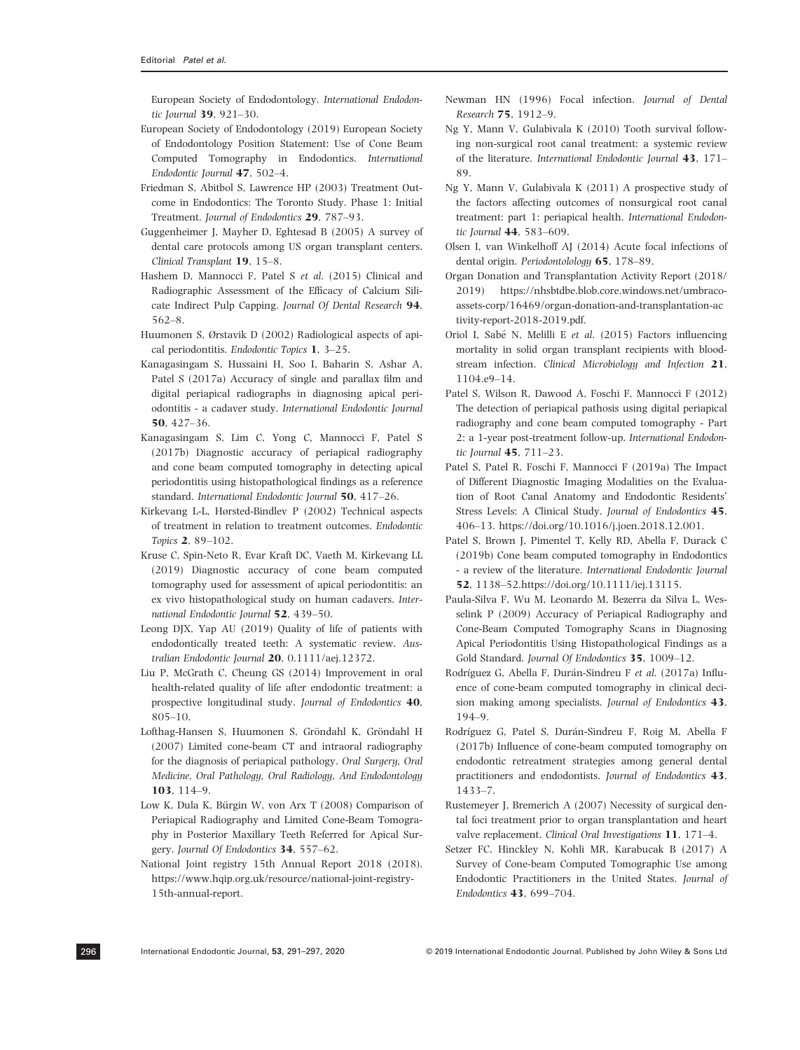European Society of Endodontology. *International Endodontic Journal* **39**, 921–30.

European Society of Endodontology (2019) European Society of Endodontology Position Statement: Use of Cone Beam Computed Tomography in Endodontics. *International Endodontic Journal* **47**, 502–4.

Friedman S, Abitbol S, Lawrence HP (2003) Treatment Outcome in Endodontics: The Toronto Study. Phase 1: Initial Treatment. *Journal of Endodontics* **29**, 787–93.

Guggenheimer J, Mayher D, Eghtesad B (2005) A survey of dental care protocols among US organ transplant centers. *Clinical Transplant* **19**, 15–8.

Hashem D, Mannocci F, Patel S *et al.* (2015) Clinical and Radiographic Assessment of the Efficacy of Calcium Silicate Indirect Pulp Capping. *Journal Of Dental Research* **94**, 562–8.

Huumonen S, Ørstavik D (2002) Radiological aspects of apical periodontitis. *Endodontic Topics* **1**, 3–25.

Kanagasingam S, Hussaini H, Soo I, Baharin S, Ashar A, Patel S (2017a) Accuracy of single and parallax film and digital periapical radiographs in diagnosing apical periodontitis - a cadaver study. *International Endodontic Journal* **50**, 427–36.

Kanagasingam S, Lim C, Yong C, Mannocci F, Patel S (2017b) Diagnostic accuracy of periapical radiography and cone beam computed tomography in detecting apical periodontitis using histopathological findings as a reference standard. *International Endodontic Journal* **50**, 417–26.

Kirkevang L-L, Hørsted-Bindlev P (2002) Technical aspects of treatment in relation to treatment outcomes. *Endodontic Topics* **2**, 89–102.

Kruse C, Spin-Neto R, Evar Kraft DC, Vaeth M, Kirkevang LL (2019) Diagnostic accuracy of cone beam computed tomography used for assessment of apical periodontitis: an ex vivo histopathological study on human cadavers. *International Endodontic Journal* **52**, 439–50.

Leong DJX, Yap AU (2019) Quality of life of patients with endodontically treated teeth: A systematic review. *Australian Endodontic Journal* **20**, 0.1111/aej.12372.

Liu P, McGrath C, Cheung GS (2014) Improvement in oral health-related quality of life after endodontic treatment: a prospective longitudinal study. *Journal of Endodontics* **40**, 805–10.

Lofthag-Hansen S, Huumonen S, Gröndahl K, Gröndahl H (2007) Limited cone-beam CT and intraoral radiography for the diagnosis of periapical pathology. *Oral Surgery, Oral Medicine, Oral Pathology, Oral Radiology, And Endodontology* **103**, 114–9.

Low K, Dula K, Bürgin W, von Arx T (2008) Comparison of Periapical Radiography and Limited Cone-Beam Tomography in Posterior Maxillary Teeth Referred for Apical Surgery. *Journal Of Endodontics* **34**, 557–62.

National Joint registry 15th Annual Report 2018 (2018). https://www.hqip.org.uk/resource/national-joint-registry-15th-annual-report.

Newman HN (1996) Focal infection. *Journal of Dental Research* **75**, 1912–9.

Ng Y, Mann V, Gulabivala K (2010) Tooth survival following non-surgical root canal treatment: a systemic review of the literature. *International Endodontic Journal* **43**, 171–89.

Ng Y, Mann V, Gulabivala K (2011) A prospective study of the factors affecting outcomes of nonsurgical root canal treatment: part 1: periapical health. *International Endodontic Journal* **44**, 583–609.

Olsen I, van Winkelhoff AJ (2014) Acute focal infections of dental origin. *Periodontolology* **65**, 178–89.

Organ Donation and Transplantation Activity Report (2018/2019) https://nhsbtdbe.blob.core.windows.net/umbraco-assets-corp/16469/organ-donation-and-transplantation-activity-report-2018-2019.pdf.

Oriol I, Sabé N, Melilli E *et al.* (2015) Factors influencing mortality in solid organ transplant recipients with bloodstream infection. *Clinical Microbiology and Infection* **21**, 1104.e9–14.

Patel S, Wilson R, Dawood A, Foschi F, Mannocci F (2012) The detection of periapical pathosis using digital periapical radiography and cone beam computed tomography - Part 2: a 1-year post-treatment follow-up. *International Endodontic Journal* **45**, 711–23.

Patel S, Patel R, Foschi F, Mannocci F (2019a) The Impact of Different Diagnostic Imaging Modalities on the Evaluation of Root Canal Anatomy and Endodontic Residents' Stress Levels: A Clinical Study. *Journal of Endodontics* **45**, 406–13. https://doi.org/10.1016/j.joen.2018.12.001.

Patel S, Brown J, Pimentel T, Kelly RD, Abella F, Durack C (2019b) Cone beam computed tomography in Endodontics - a review of the literature. *International Endodontic Journal* **52**, 1138–52.https://doi.org/10.1111/iej.13115.

Paula-Silva F, Wu M, Leonardo M, Bezerra da Silva L, Wesselink P (2009) Accuracy of Periapical Radiography and Cone-Beam Computed Tomography Scans in Diagnosing Apical Periodontitis Using Histopathological Findings as a Gold Standard. *Journal Of Endodontics* **35**, 1009–12.

Rodríguez G, Abella F, Durán-Sindreu F *et al.* (2017a) Influence of cone-beam computed tomography in clinical decision making among specialists. *Journal of Endodontics* **43**, 194–9.

Rodríguez G, Patel S, Durán-Sindreu F, Roig M, Abella F (2017b) Influence of cone-beam computed tomography on endodontic retreatment strategies among general dental practitioners and endodontists. *Journal of Endodontics* **43**, 1433–7.

Rustemeyer J, Bremerich A (2007) Necessity of surgical dental foci treatment prior to organ transplantation and heart valve replacement. *Clinical Oral Investigations* **11**, 171–4.

Setzer FC, Hinckley N, Kohli MR, Karabucak B (2017) A Survey of Cone-beam Computed Tomographic Use among Endodontic Practitioners in the United States. *Journal of Endodontics* **43**, 699–704.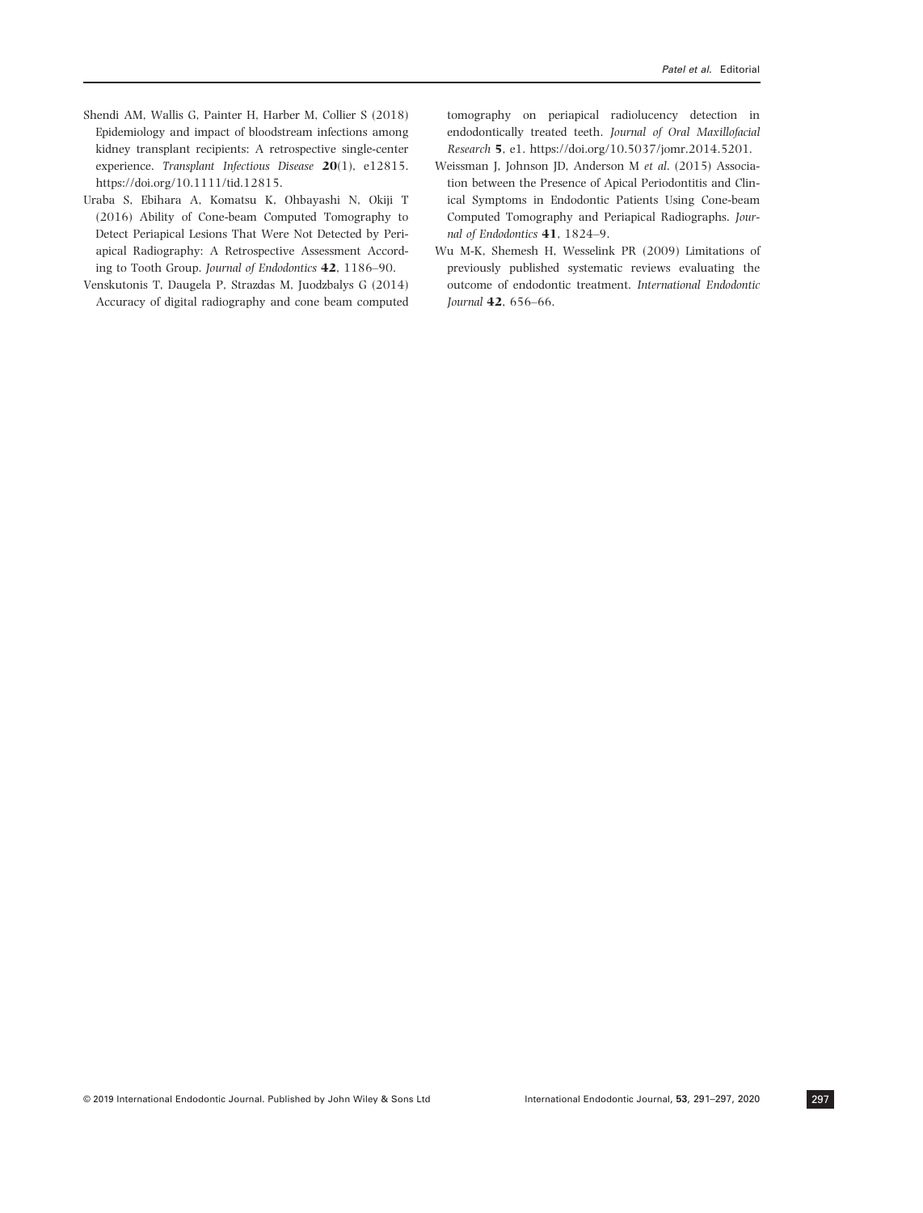Shendi AM, Wallis G, Painter H, Harber M, Collier S (2018) Epidemiology and impact of bloodstream infections among kidney transplant recipients: A retrospective single-center experience. *Transplant Infectious Disease* **20**(1), e12815. https://doi.org/10.1111/tid.12815.

Uraba S, Ebihara A, Komatsu K, Ohbayashi N, Okiji T (2016) Ability of Cone-beam Computed Tomography to Detect Periapical Lesions That Were Not Detected by Periapical Radiography: A Retrospective Assessment According to Tooth Group. *Journal of Endodontics* **42**, 1186–90.

Venskutonis T, Daugela P, Strazdas M, Juodzbalys G (2014) Accuracy of digital radiography and cone beam computed tomography on periapical radiolucency detection in endodontically treated teeth. *Journal of Oral Maxillofacial Research* **5**, e1. https://doi.org/10.5037/jomr.2014.5201.

Weissman J, Johnson JD, Anderson M *et al.* (2015) Association between the Presence of Apical Periodontitis and Clinical Symptoms in Endodontic Patients Using Cone-beam Computed Tomography and Periapical Radiographs. *Journal of Endodontics* **41**, 1824–9.

Wu M-K, Shemesh H, Wesselink PR (2009) Limitations of previously published systematic reviews evaluating the outcome of endodontic treatment. *International Endodontic Journal* **42**, 656–66.